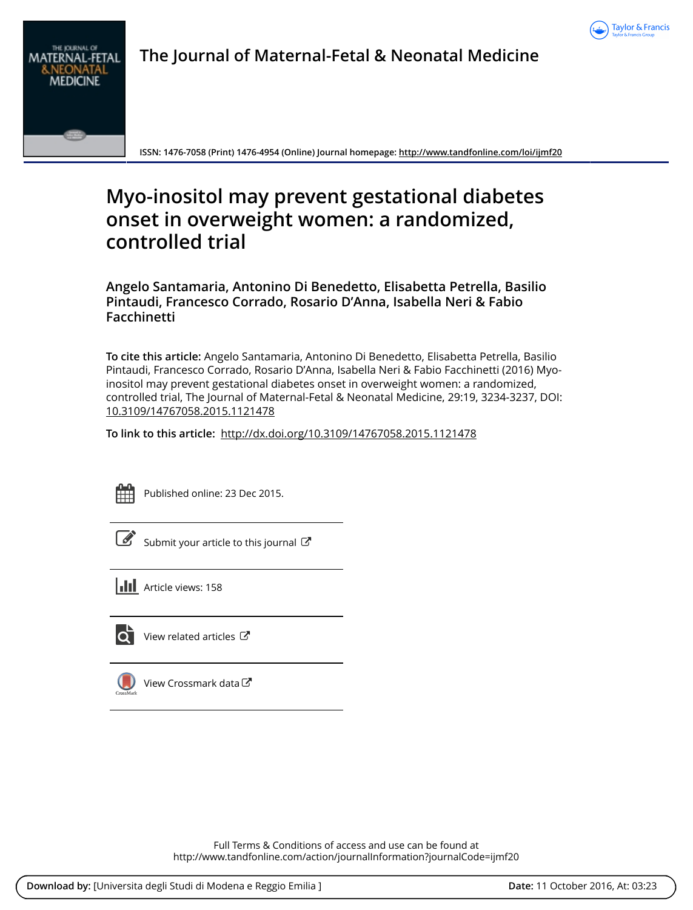# The Journal of Maternal-Fetal & Neonatal Medicine

ISSN: 1476-7058 (Print) 1476-4954 (Online) Journal homepage: http://www.tandfonline.com/loi/ijmf20

# Myo-inositol may prevent gestational diabetes onset in overweight women: a randomized, controlled trial

**Angelo Santamaria, Antonino Di Benedetto, Elisabetta Petrella, Basilio Pintaudi, Francesco Corrado, Rosario D'Anna, Isabella Neri & Fabio Facchinetti**

**To cite this article:** Angelo Santamaria, Antonino Di Benedetto, Elisabetta Petrella, Basilio Pintaudi, Francesco Corrado, Rosario D'Anna, Isabella Neri & Fabio Facchinetti (2016) Myo-inositol may prevent gestational diabetes onset in overweight women: a randomized, controlled trial, The Journal of Maternal-Fetal & Neonatal Medicine, 29:19, 3234-3237, DOI: 10.3109/14767058.2015.1121478

**To link to this article:** http://dx.doi.org/10.3109/14767058.2015.1121478

Published online: 23 Dec 2015.

Submit your article to this journal

Article views: 158

View related articles

View Crossmark data

Full Terms & Conditions of access and use can be found at
http://www.tandfonline.com/action/journalInformation?journalCode=ijmf20

**Download by:** [Universita degli Studi di Modena e Reggio Emilia ] **Date:** 11 October 2016, At: 03:23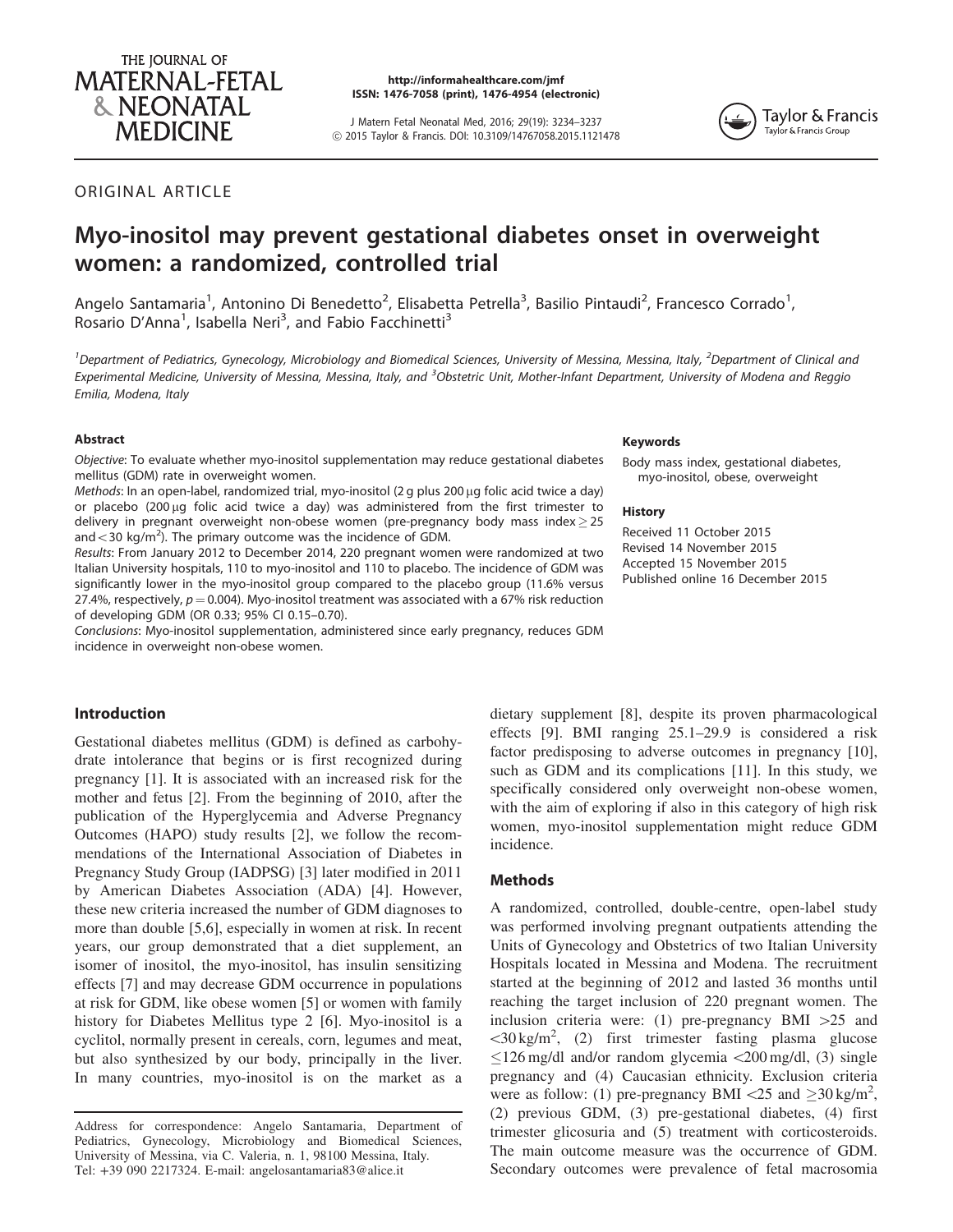ORIGINAL ARTICLE

# Myo-inositol may prevent gestational diabetes onset in overweight women: a randomized, controlled trial

Angelo Santamaria[1], Antonino Di Benedetto[2], Elisabetta Petrella[3], Basilio Pintaudi[2], Francesco Corrado[1], Rosario D'Anna[1], Isabella Neri[3], and Fabio Facchinetti[3]

[1]Department of Pediatrics, Gynecology, Microbiology and Biomedical Sciences, University of Messina, Messina, Italy, [2]Department of Clinical and Experimental Medicine, University of Messina, Messina, Italy, and [3]Obstetric Unit, Mother-Infant Department, University of Modena and Reggio Emilia, Modena, Italy

### Abstract

*Objective*: To evaluate whether myo-inositol supplementation may reduce gestational diabetes mellitus (GDM) rate in overweight women.

*Methods*: In an open-label, randomized trial, myo-inositol (2 g plus 200 μg folic acid twice a day) or placebo (200 μg folic acid twice a day) was administered from the first trimester to delivery in pregnant overweight non-obese women (pre-pregnancy body mass index $\geq$ 25 and $<$ 30 kg/m$^2$). The primary outcome was the incidence of GDM.

*Results*: From January 2012 to December 2014, 220 pregnant women were randomized at two Italian University hospitals, 110 to myo-inositol and 110 to placebo. The incidence of GDM was significantly lower in the myo-inositol group compared to the placebo group (11.6% versus 27.4%, respectively, $p = 0.004$). Myo-inositol treatment was associated with a 67% risk reduction of developing GDM (OR 0.33; 95% CI 0.15–0.70).

*Conclusions*: Myo-inositol supplementation, administered since early pregnancy, reduces GDM incidence in overweight non-obese women.

### Keywords

Body mass index, gestational diabetes, myo-inositol, obese, overweight

### History

Received 11 October 2015
Revised 14 November 2015
Accepted 15 November 2015
Published online 16 December 2015

## Introduction

Gestational diabetes mellitus (GDM) is defined as carbohydrate intolerance that begins or is first recognized during pregnancy [1]. It is associated with an increased risk for the mother and fetus [2]. From the beginning of 2010, after the publication of the Hyperglycemia and Adverse Pregnancy Outcomes (HAPO) study results [2], we follow the recommendations of the International Association of Diabetes in Pregnancy Study Group (IADPSG) [3] later modified in 2011 by American Diabetes Association (ADA) [4]. However, these new criteria increased the number of GDM diagnoses to more than double [5,6], especially in women at risk. In recent years, our group demonstrated that a diet supplement, an isomer of inositol, the myo-inositol, has insulin sensitizing effects [7] and may decrease GDM occurrence in populations at risk for GDM, like obese women [5] or women with family history for Diabetes Mellitus type 2 [6]. Myo-inositol is a cyclitol, normally present in cereals, corn, legumes and meat, but also synthesized by our body, principally in the liver. In many countries, myo-inositol is on the market as a dietary supplement [8], despite its proven pharmacological effects [9]. BMI ranging 25.1–29.9 is considered a risk factor predisposing to adverse outcomes in pregnancy [10], such as GDM and its complications [11]. In this study, we specifically considered only overweight non-obese women, with the aim of exploring if also in this category of high risk women, myo-inositol supplementation might reduce GDM incidence.

## Methods

A randomized, controlled, double-centre, open-label study was performed involving pregnant outpatients attending the Units of Gynecology and Obstetrics of two Italian University Hospitals located in Messina and Modena. The recruitment started at the beginning of 2012 and lasted 36 months until reaching the target inclusion of 220 pregnant women. The inclusion criteria were: (1) pre-pregnancy BMI $>$25 and $<$30 kg/m$^2$, (2) first trimester fasting plasma glucose $\leq$126 mg/dl and/or random glycemia $<$200 mg/dl, (3) single pregnancy and (4) Caucasian ethnicity. Exclusion criteria were as follow: (1) pre-pregnancy BMI $<$25 and $\geq$30 kg/m$^2$, (2) previous GDM, (3) pre-gestational diabetes, (4) first trimester glicosuria and (5) treatment with corticosteroids. The main outcome measure was the occurrence of GDM. Secondary outcomes were prevalence of fetal macrosomia

Address for correspondence: Angelo Santamaria, Department of Pediatrics, Gynecology, Microbiology and Biomedical Sciences, University of Messina, via C. Valeria, n. 1, 98100 Messina, Italy. Tel: +39 090 2217324. E-mail: angelosantamaria83@alice.it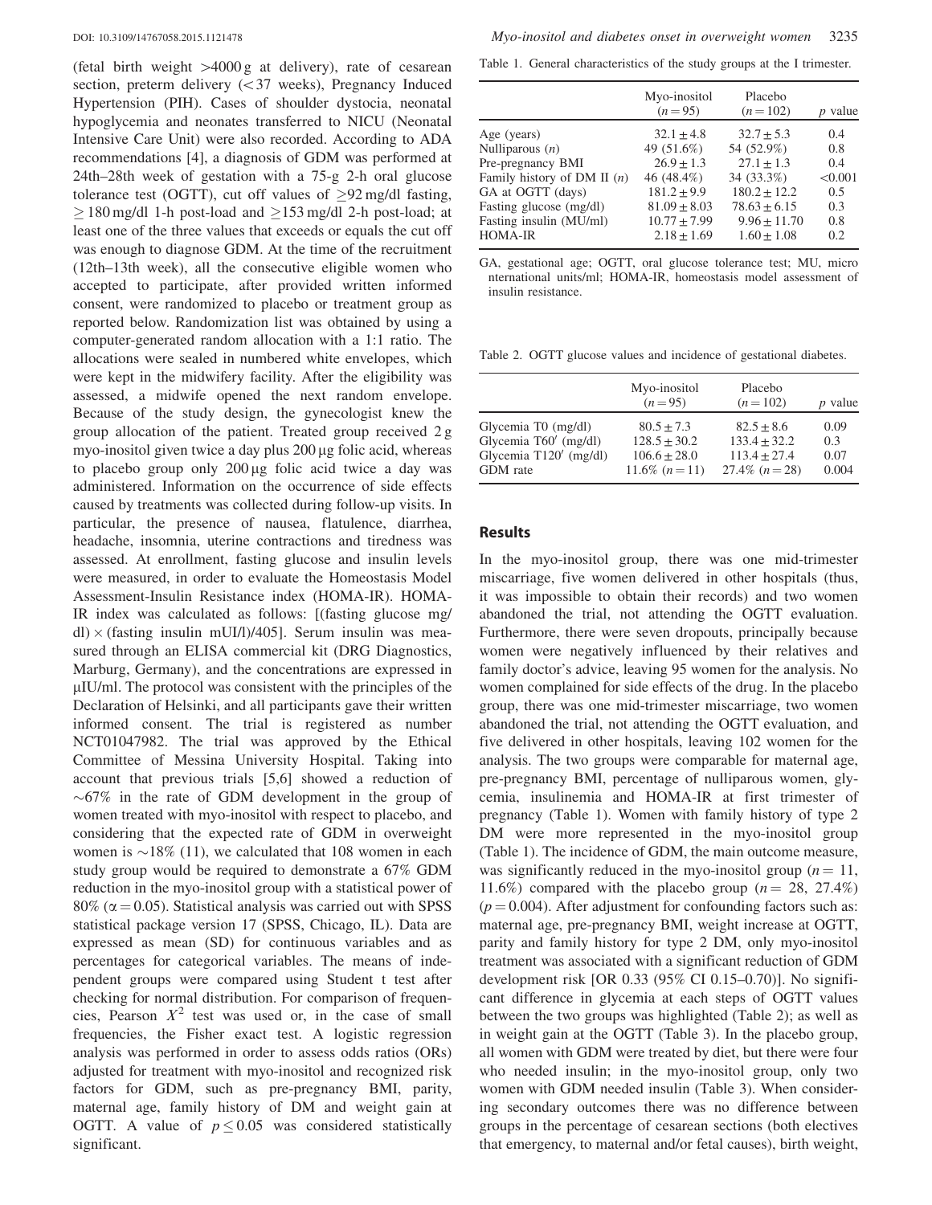(fetal birth weight >4000 g at delivery), rate of cesarean section, preterm delivery (<37 weeks), Pregnancy Induced Hypertension (PIH). Cases of shoulder dystocia, neonatal hypoglycemia and neonates transferred to NICU (Neonatal Intensive Care Unit) were also recorded. According to ADA recommendations [4], a diagnosis of GDM was performed at 24th–28th week of gestation with a 75-g 2-h oral glucose tolerance test (OGTT), cut off values of $\geq$92 mg/dl fasting, $\geq$180 mg/dl 1-h post-load and $\geq$153 mg/dl 2-h post-load; at least one of the three values that exceeds or equals the cut off was enough to diagnose GDM. At the time of the recruitment (12th–13th week), all the consecutive eligible women who accepted to participate, after provided written informed consent, were randomized to placebo or treatment group as reported below. Randomization list was obtained by using a computer-generated random allocation with a 1:1 ratio. The allocations were sealed in numbered white envelopes, which were kept in the midwifery facility. After the eligibility was assessed, a midwife opened the next random envelope. Because of the study design, the gynecologist knew the group allocation of the patient. Treated group received 2 g myo-inositol given twice a day plus 200 μg folic acid, whereas to placebo group only 200 μg folic acid twice a day was administered. Information on the occurrence of side effects caused by treatments was collected during follow-up visits. In particular, the presence of nausea, flatulence, diarrhea, headache, insomnia, uterine contractions and tiredness was assessed. At enrollment, fasting glucose and insulin levels were measured, in order to evaluate the Homeostasis Model Assessment-Insulin Resistance index (HOMA-IR). HOMA-IR index was calculated as follows: [(fasting glucose mg/dl) $\times$ (fasting insulin mUI/l)/405]. Serum insulin was measured through an ELISA commercial kit (DRG Diagnostics, Marburg, Germany), and the concentrations are expressed in μIU/ml. The protocol was consistent with the principles of the Declaration of Helsinki, and all participants gave their written informed consent. The trial is registered as number NCT01047982. The trial was approved by the Ethical Committee of Messina University Hospital. Taking into account that previous trials [5,6] showed a reduction of ~67% in the rate of GDM development in the group of women treated with myo-inositol with respect to placebo, and considering that the expected rate of GDM in overweight women is ~18% (11), we calculated that 108 women in each study group would be required to demonstrate a 67% GDM reduction in the myo-inositol group with a statistical power of 80% ($\alpha = 0.05$). Statistical analysis was carried out with SPSS statistical package version 17 (SPSS, Chicago, IL). Data are expressed as mean (SD) for continuous variables and as percentages for categorical variables. The means of independent groups were compared using Student t test after checking for normal distribution. For comparison of frequencies, Pearson $X^2$ test was used or, in the case of small frequencies, the Fisher exact test. A logistic regression analysis was performed in order to assess odds ratios (ORs) adjusted for treatment with myo-inositol and recognized risk factors for GDM, such as pre-pregnancy BMI, parity, maternal age, family history of DM and weight gain at OGTT. A value of $p \leq 0.05$ was considered statistically significant.

Table 1. General characteristics of the study groups at the I trimester.

| | Myo-inositol ($n = 95$) | Placebo ($n = 102$) | $p$ value |
|---|---|---|---|
| Age (years) | 32.1 ± 4.8 | 32.7 ± 5.3 | 0.4 |
| Nulliparous ($n$) | 49 (51.6%) | 54 (52.9%) | 0.8 |
| Pre-pregnancy BMI | 26.9 ± 1.3 | 27.1 ± 1.3 | 0.4 |
| Family history of DM II ($n$) | 46 (48.4%) | 34 (33.3%) | <0.001 |
| GA at OGTT (days) | 181.2 ± 9.9 | 180.2 ± 12.2 | 0.5 |
| Fasting glucose (mg/dl) | 81.09 ± 8.03 | 78.63 ± 6.15 | 0.3 |
| Fasting insulin (MU/ml) | 10.77 ± 7.99 | 9.96 ± 11.70 | 0.8 |
| HOMA-IR | 2.18 ± 1.69 | 1.60 ± 1.08 | 0.2 |

GA, gestational age; OGTT, oral glucose tolerance test; MU, micro nternational units/ml; HOMA-IR, homeostasis model assessment of insulin resistance.

Table 2. OGTT glucose values and incidence of gestational diabetes.

| | Myo-inositol ($n = 95$) | Placebo ($n = 102$) | $p$ value |
|---|---|---|---|
| Glycemia T0 (mg/dl) | 80.5 ± 7.3 | 82.5 ± 8.6 | 0.09 |
| Glycemia T60′ (mg/dl) | 128.5 ± 30.2 | 133.4 ± 32.2 | 0.3 |
| Glycemia T120′ (mg/dl) | 106.6 ± 28.0 | 113.4 ± 27.4 | 0.07 |
| GDM rate | 11.6% ($n = 11$) | 27.4% ($n = 28$) | 0.004 |

## Results

In the myo-inositol group, there was one mid-trimester miscarriage, five women delivered in other hospitals (thus, it was impossible to obtain their records) and two women abandoned the trial, not attending the OGTT evaluation. Furthermore, there were seven dropouts, principally because women were negatively influenced by their relatives and family doctor's advice, leaving 95 women for the analysis. No women complained for side effects of the drug. In the placebo group, there was one mid-trimester miscarriage, two women abandoned the trial, not attending the OGTT evaluation, and five delivered in other hospitals, leaving 102 women for the analysis. The two groups were comparable for maternal age, pre-pregnancy BMI, percentage of nulliparous women, glycemia, insulinemia and HOMA-IR at first trimester of pregnancy (Table 1). Women with family history of type 2 DM were more represented in the myo-inositol group (Table 1). The incidence of GDM, the main outcome measure, was significantly reduced in the myo-inositol group ($n = 11$, 11.6%) compared with the placebo group ($n = 28$, 27.4%) ($p = 0.004$). After adjustment for confounding factors such as: maternal age, pre-pregnancy BMI, weight increase at OGTT, parity and family history for type 2 DM, only myo-inositol treatment was associated with a significant reduction of GDM development risk [OR 0.33 (95% CI 0.15–0.70)]. No significant difference in glycemia at each steps of OGTT values between the two groups was highlighted (Table 2); as well as in weight gain at the OGTT (Table 3). In the placebo group, all women with GDM were treated by diet, but there were four who needed insulin; in the myo-inositol group, only two women with GDM needed insulin (Table 3). When considering secondary outcomes there was no difference between groups in the percentage of cesarean sections (both electives that emergency, to maternal and/or fetal causes), birth weight,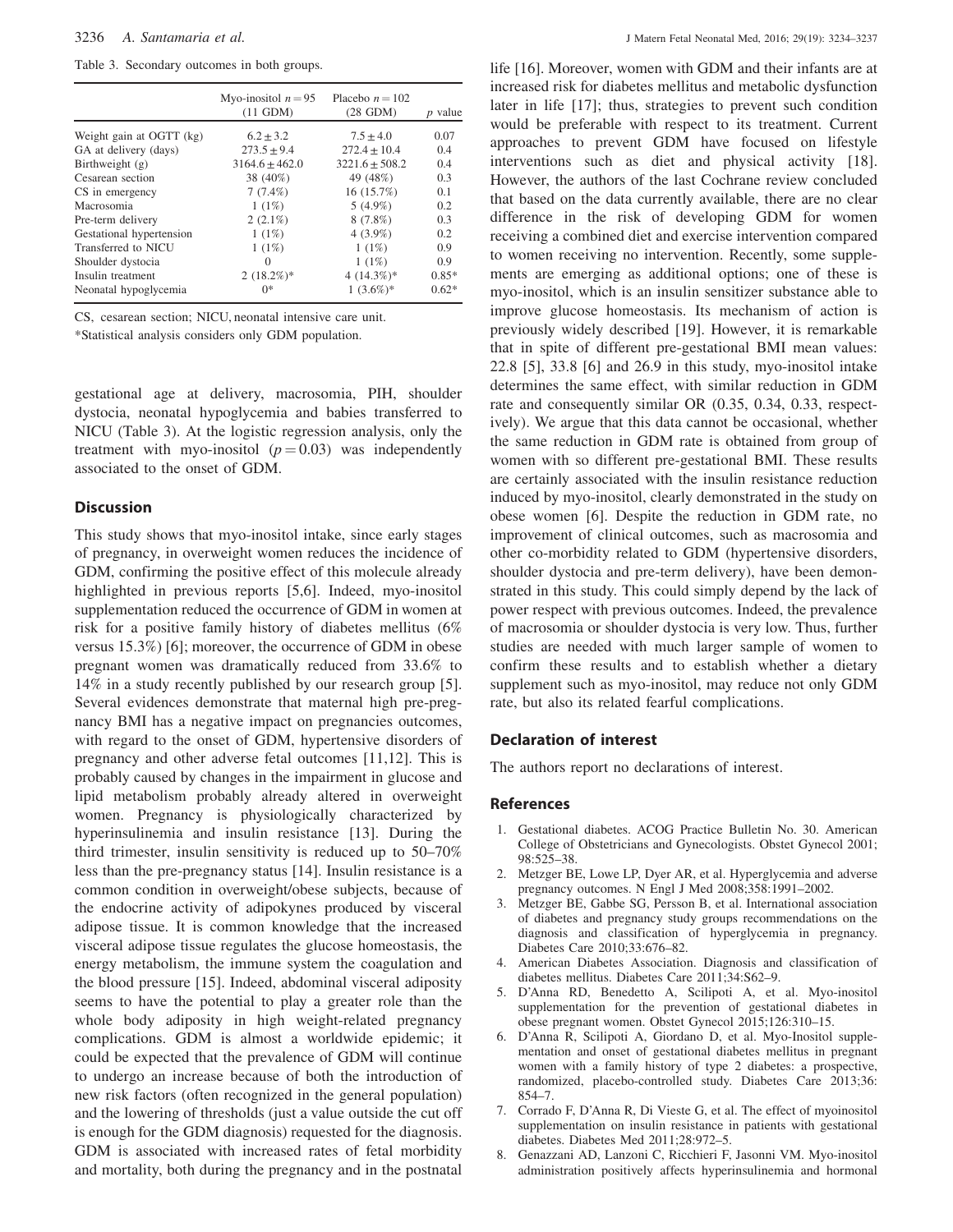Table 3. Secondary outcomes in both groups.

| | Myo-inositol $n = 95$ (11 GDM) | Placebo $n = 102$ (28 GDM) | $p$ value |
|---|---|---|---|
| Weight gain at OGTT (kg) | $6.2 \pm 3.2$ | $7.5 \pm 4.0$ | 0.07 |
| GA at delivery (days) | $273.5 \pm 9.4$ | $272.4 \pm 10.4$ | 0.4 |
| Birthweight (g) | $3164.6 \pm 462.0$ | $3221.6 \pm 508.2$ | 0.4 |
| Cesarean section | 38 (40%) | 49 (48%) | 0.3 |
| CS in emergency | 7 (7.4%) | 16 (15.7%) | 0.1 |
| Macrosomia | 1 (1%) | 5 (4.9%) | 0.2 |
| Pre-term delivery | 2 (2.1%) | 8 (7.8%) | 0.3 |
| Gestational hypertension | 1 (1%) | 4 (3.9%) | 0.2 |
| Transferred to NICU | 1 (1%) | 1 (1%) | 0.9 |
| Shoulder dystocia | 0 | 1 (1%) | 0.9 |
| Insulin treatment | 2 (18.2%)* | 4 (14.3%)* | 0.85* |
| Neonatal hypoglycemia | 0* | 1 (3.6%)* | 0.62* |

CS, cesarean section; NICU, neonatal intensive care unit.

*Statistical analysis considers only GDM population.

gestational age at delivery, macrosomia, PIH, shoulder dystocia, neonatal hypoglycemia and babies transferred to NICU (Table 3). At the logistic regression analysis, only the treatment with myo-inositol ($p = 0.03$) was independently associated to the onset of GDM.

## Discussion

This study shows that myo-inositol intake, since early stages of pregnancy, in overweight women reduces the incidence of GDM, confirming the positive effect of this molecule already highlighted in previous reports [5,6]. Indeed, myo-inositol supplementation reduced the occurrence of GDM in women at risk for a positive family history of diabetes mellitus (6% versus 15.3%) [6]; moreover, the occurrence of GDM in obese pregnant women was dramatically reduced from 33.6% to 14% in a study recently published by our research group [5]. Several evidences demonstrate that maternal high pre-pregnancy BMI has a negative impact on pregnancies outcomes, with regard to the onset of GDM, hypertensive disorders of pregnancy and other adverse fetal outcomes [11,12]. This is probably caused by changes in the impairment in glucose and lipid metabolism probably already altered in overweight women. Pregnancy is physiologically characterized by hyperinsulinemia and insulin resistance [13]. During the third trimester, insulin sensitivity is reduced up to 50–70% less than the pre-pregnancy status [14]. Insulin resistance is a common condition in overweight/obese subjects, because of the endocrine activity of adipokynes produced by visceral adipose tissue. It is common knowledge that the increased visceral adipose tissue regulates the glucose homeostasis, the energy metabolism, the immune system the coagulation and the blood pressure [15]. Indeed, abdominal visceral adiposity seems to have the potential to play a greater role than the whole body adiposity in high weight-related pregnancy complications. GDM is almost a worldwide epidemic; it could be expected that the prevalence of GDM will continue to undergo an increase because of both the introduction of new risk factors (often recognized in the general population) and the lowering of thresholds (just a value outside the cut off is enough for the GDM diagnosis) requested for the diagnosis. GDM is associated with increased rates of fetal morbidity and mortality, both during the pregnancy and in the postnatal life [16]. Moreover, women with GDM and their infants are at increased risk for diabetes mellitus and metabolic dysfunction later in life [17]; thus, strategies to prevent such condition would be preferable with respect to its treatment. Current approaches to prevent GDM have focused on lifestyle interventions such as diet and physical activity [18]. However, the authors of the last Cochrane review concluded that based on the data currently available, there are no clear difference in the risk of developing GDM for women receiving a combined diet and exercise intervention compared to women receiving no intervention. Recently, some supplements are emerging as additional options; one of these is myo-inositol, which is an insulin sensitizer substance able to improve glucose homeostasis. Its mechanism of action is previously widely described [19]. However, it is remarkable that in spite of different pre-gestational BMI mean values: 22.8 [5], 33.8 [6] and 26.9 in this study, myo-inositol intake determines the same effect, with similar reduction in GDM rate and consequently similar OR (0.35, 0.34, 0.33, respectively). We argue that this data cannot be occasional, whether the same reduction in GDM rate is obtained from group of women with so different pre-gestational BMI. These results are certainly associated with the insulin resistance reduction induced by myo-inositol, clearly demonstrated in the study on obese women [6]. Despite the reduction in GDM rate, no improvement of clinical outcomes, such as macrosomia and other co-morbidity related to GDM (hypertensive disorders, shoulder dystocia and pre-term delivery), have been demonstrated in this study. This could simply depend by the lack of power respect with previous outcomes. Indeed, the prevalence of macrosomia or shoulder dystocia is very low. Thus, further studies are needed with much larger sample of women to confirm these results and to establish whether a dietary supplement such as myo-inositol, may reduce not only GDM rate, but also its related fearful complications.

## Declaration of interest

The authors report no declarations of interest.

## References

1. Gestational diabetes. ACOG Practice Bulletin No. 30. American College of Obstetricians and Gynecologists. Obstet Gynecol 2001; 98:525–38.
2. Metzger BE, Lowe LP, Dyer AR, et al. Hyperglycemia and adverse pregnancy outcomes. N Engl J Med 2008;358:1991–2002.
3. Metzger BE, Gabbe SG, Persson B, et al. International association of diabetes and pregnancy study groups recommendations on the diagnosis and classification of hyperglycemia in pregnancy. Diabetes Care 2010;33:676–82.
4. American Diabetes Association. Diagnosis and classification of diabetes mellitus. Diabetes Care 2011;34:S62–9.
5. D'Anna RD, Benedetto A, Scilipoti A, et al. Myo-inositol supplementation for the prevention of gestational diabetes in obese pregnant women. Obstet Gynecol 2015;126:310–15.
6. D'Anna R, Scilipoti A, Giordano D, et al. Myo-Inositol supplementation and onset of gestational diabetes mellitus in pregnant women with a family history of type 2 diabetes: a prospective, randomized, placebo-controlled study. Diabetes Care 2013;36: 854–7.
7. Corrado F, D'Anna R, Di Vieste G, et al. The effect of myoinositol supplementation on insulin resistance in patients with gestational diabetes. Diabetes Med 2011;28:972–5.
8. Genazzani AD, Lanzoni C, Ricchieri F, Jasonni VM. Myo-inositol administration positively affects hyperinsulinemia and hormonal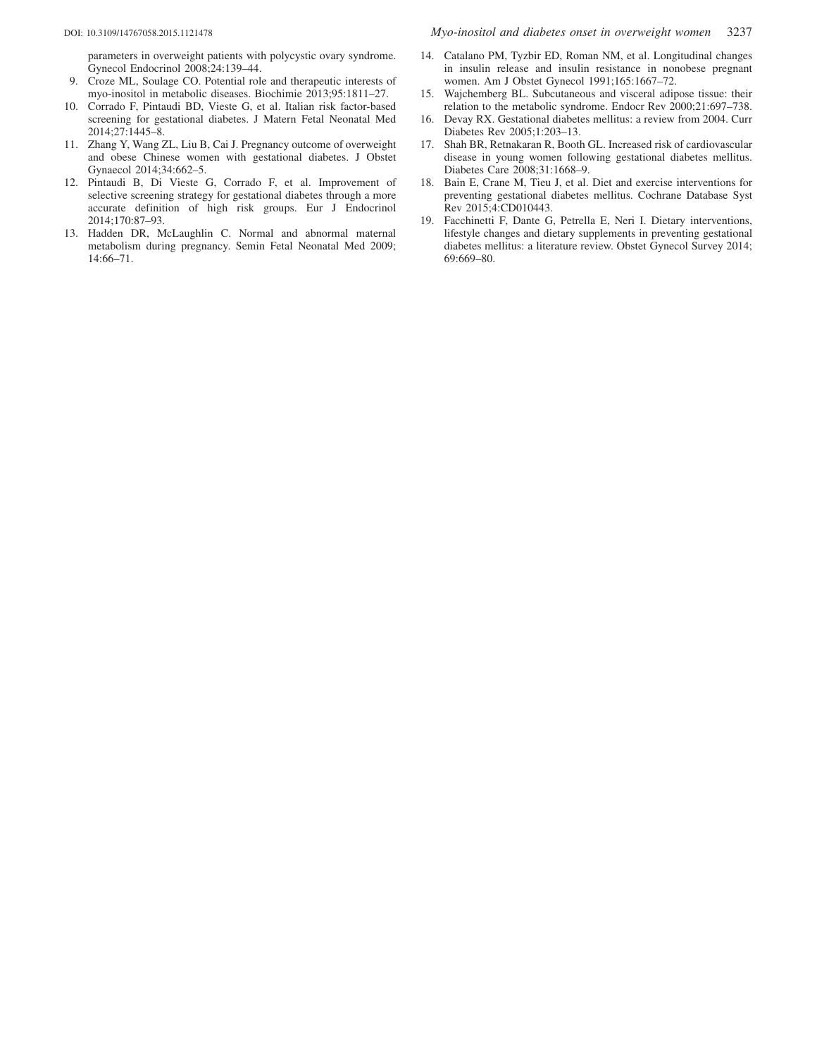parameters in overweight patients with polycystic ovary syndrome. Gynecol Endocrinol 2008;24:139–44.

9. Croze ML, Soulage CO. Potential role and therapeutic interests of myo-inositol in metabolic diseases. Biochimie 2013;95:1811–27.
10. Corrado F, Pintaudi BD, Vieste G, et al. Italian risk factor-based screening for gestational diabetes. J Matern Fetal Neonatal Med 2014;27:1445–8.
11. Zhang Y, Wang ZL, Liu B, Cai J. Pregnancy outcome of overweight and obese Chinese women with gestational diabetes. J Obstet Gynaecol 2014;34:662–5.
12. Pintaudi B, Di Vieste G, Corrado F, et al. Improvement of selective screening strategy for gestational diabetes through a more accurate definition of high risk groups. Eur J Endocrinol 2014;170:87–93.
13. Hadden DR, McLaughlin C. Normal and abnormal maternal metabolism during pregnancy. Semin Fetal Neonatal Med 2009; 14:66–71.
14. Catalano PM, Tyzbir ED, Roman NM, et al. Longitudinal changes in insulin release and insulin resistance in nonobese pregnant women. Am J Obstet Gynecol 1991;165:1667–72.
15. Wajchemberg BL. Subcutaneous and visceral adipose tissue: their relation to the metabolic syndrome. Endocr Rev 2000;21:697–738.
16. Devay RX. Gestational diabetes mellitus: a review from 2004. Curr Diabetes Rev 2005;1:203–13.
17. Shah BR, Retnakaran R, Booth GL. Increased risk of cardiovascular disease in young women following gestational diabetes mellitus. Diabetes Care 2008;31:1668–9.
18. Bain E, Crane M, Tieu J, et al. Diet and exercise interventions for preventing gestational diabetes mellitus. Cochrane Database Syst Rev 2015;4:CD010443.
19. Facchinetti F, Dante G, Petrella E, Neri I. Dietary interventions, lifestyle changes and dietary supplements in preventing gestational diabetes mellitus: a literature review. Obstet Gynecol Survey 2014; 69:669–80.